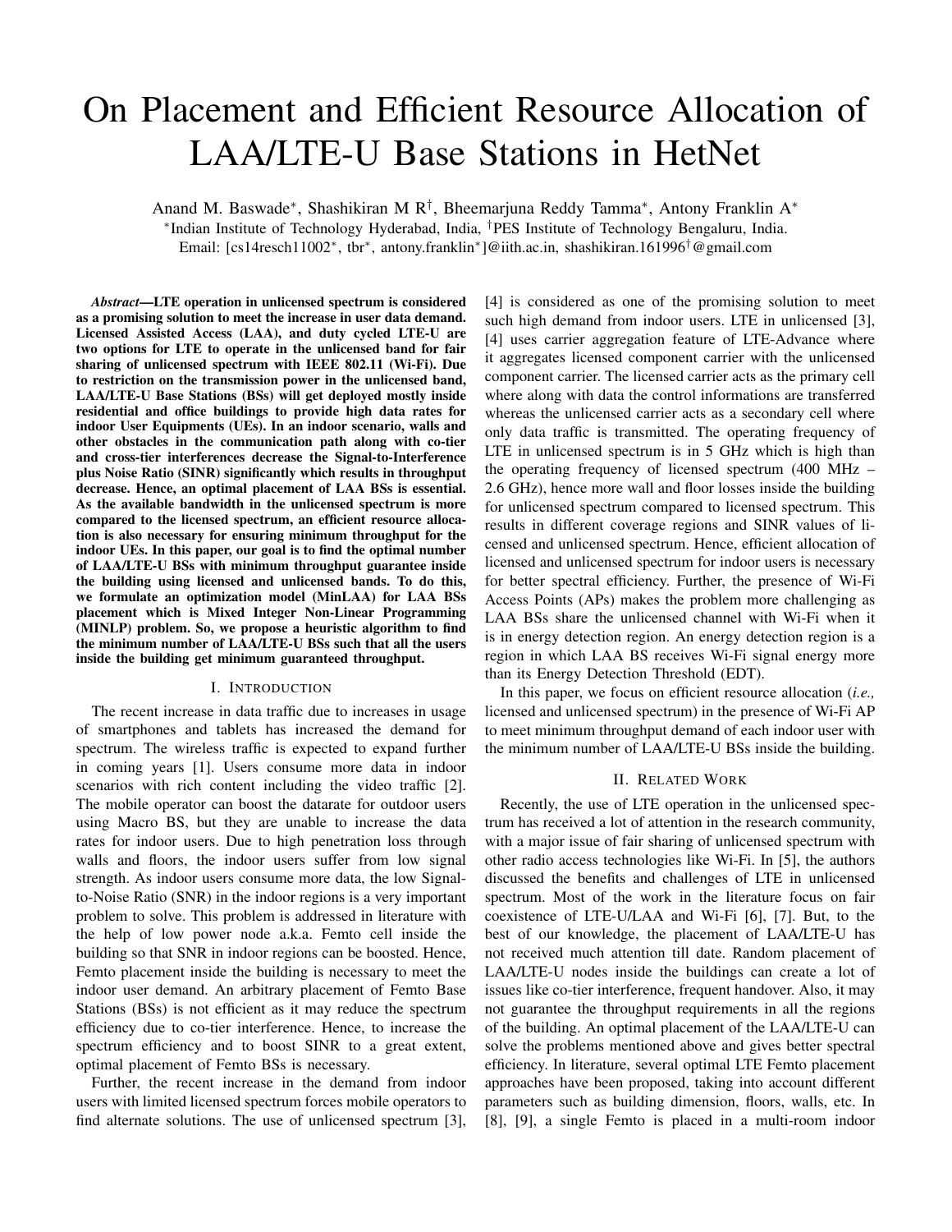# On Placement and Efficient Resource Allocation of LAA/LTE-U Base Stations in HetNet

Anand M. Baswade*, Shashikiran M R†, Bheemarjuna Reddy Tamma*, Antony Franklin A*

*Indian Institute of Technology Hyderabad, India, †PES Institute of Technology Bengaluru, India.

Email: [cs14resch11002*, tbr*, antony.franklin*]@iith.ac.in, shashikiran.161996†@gmail.com

***Abstract*—LTE operation in unlicensed spectrum is considered as a promising solution to meet the increase in user data demand. Licensed Assisted Access (LAA), and duty cycled LTE-U are two options for LTE to operate in the unlicensed band for fair sharing of unlicensed spectrum with IEEE 802.11 (Wi-Fi). Due to restriction on the transmission power in the unlicensed band, LAA/LTE-U Base Stations (BSs) will get deployed mostly inside residential and office buildings to provide high data rates for indoor User Equipments (UEs). In an indoor scenario, walls and other obstacles in the communication path along with co-tier and cross-tier interferences decrease the Signal-to-Interference plus Noise Ratio (SINR) significantly which results in throughput decrease. Hence, an optimal placement of LAA BSs is essential. As the available bandwidth in the unlicensed spectrum is more compared to the licensed spectrum, an efficient resource allocation is also necessary for ensuring minimum throughput for the indoor UEs. In this paper, our goal is to find the optimal number of LAA/LTE-U BSs with minimum throughput guarantee inside the building using licensed and unlicensed bands. To do this, we formulate an optimization model (MinLAA) for LAA BSs placement which is Mixed Integer Non-Linear Programming (MINLP) problem. So, we propose a heuristic algorithm to find the minimum number of LAA/LTE-U BSs such that all the users inside the building get minimum guaranteed throughput.**

## I. Introduction

The recent increase in data traffic due to increases in usage of smartphones and tablets has increased the demand for spectrum. The wireless traffic is expected to expand further in coming years [1]. Users consume more data in indoor scenarios with rich content including the video traffic [2]. The mobile operator can boost the datarate for outdoor users using Macro BS, but they are unable to increase the data rates for indoor users. Due to high penetration loss through walls and floors, the indoor users suffer from low signal strength. As indoor users consume more data, the low Signal-to-Noise Ratio (SNR) in the indoor regions is a very important problem to solve. This problem is addressed in literature with the help of low power node a.k.a. Femto cell inside the building so that SNR in indoor regions can be boosted. Hence, Femto placement inside the building is necessary to meet the indoor user demand. An arbitrary placement of Femto Base Stations (BSs) is not efficient as it may reduce the spectrum efficiency due to co-tier interference. Hence, to increase the spectrum efficiency and to boost SINR to a great extent, optimal placement of Femto BSs is necessary.

Further, the recent increase in the demand from indoor users with limited licensed spectrum forces mobile operators to find alternate solutions. The use of unlicensed spectrum [3], [4] is considered as one of the promising solution to meet such high demand from indoor users. LTE in unlicensed [3], [4] uses carrier aggregation feature of LTE-Advance where it aggregates licensed component carrier with the unlicensed component carrier. The licensed carrier acts as the primary cell where along with data the control informations are transferred whereas the unlicensed carrier acts as a secondary cell where only data traffic is transmitted. The operating frequency of LTE in unlicensed spectrum is in 5 GHz which is high than the operating frequency of licensed spectrum (400 MHz – 2.6 GHz), hence more wall and floor losses inside the building for unlicensed spectrum compared to licensed spectrum. This results in different coverage regions and SINR values of licensed and unlicensed spectrum. Hence, efficient allocation of licensed and unlicensed spectrum for indoor users is necessary for better spectral efficiency. Further, the presence of Wi-Fi Access Points (APs) makes the problem more challenging as LAA BSs share the unlicensed channel with Wi-Fi when it is in energy detection region. An energy detection region is a region in which LAA BS receives Wi-Fi signal energy more than its Energy Detection Threshold (EDT).

In this paper, we focus on efficient resource allocation (*i.e.,* licensed and unlicensed spectrum) in the presence of Wi-Fi AP to meet minimum throughput demand of each indoor user with the minimum number of LAA/LTE-U BSs inside the building.

## II. Related Work

Recently, the use of LTE operation in the unlicensed spectrum has received a lot of attention in the research community, with a major issue of fair sharing of unlicensed spectrum with other radio access technologies like Wi-Fi. In [5], the authors discussed the benefits and challenges of LTE in unlicensed spectrum. Most of the work in the literature focus on fair coexistence of LTE-U/LAA and Wi-Fi [6], [7]. But, to the best of our knowledge, the placement of LAA/LTE-U has not received much attention till date. Random placement of LAA/LTE-U nodes inside the buildings can create a lot of issues like co-tier interference, frequent handover. Also, it may not guarantee the throughput requirements in all the regions of the building. An optimal placement of the LAA/LTE-U can solve the problems mentioned above and gives better spectral efficiency. In literature, several optimal LTE Femto placement approaches have been proposed, taking into account different parameters such as building dimension, floors, walls, etc. In [8], [9], a single Femto is placed in a multi-room indoor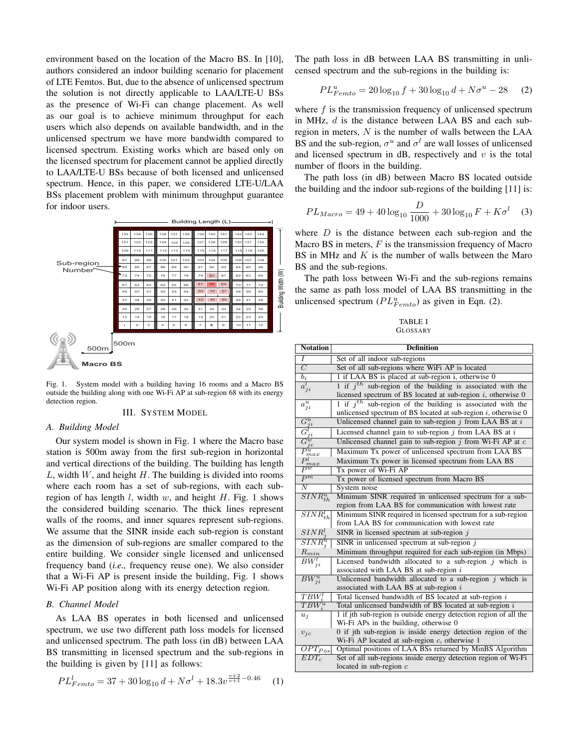environment based on the location of the Macro BS. In [10], authors considered an indoor building scenario for placement of LTE Femtos. But, due to the absence of unlicensed spectrum the solution is not directly applicable to LAA/LTE-U BSs as the presence of Wi-Fi can change placement. As well as our goal is to achieve minimum throughput for each users which also depends on available bandwidth, and in the unlicensed spectrum we have more bandwidth compared to licensed spectrum. Existing works which are based only on the licensed spectrum for placement cannot be applied directly to LAA/LTE-U BSs because of both licensed and unlicensed spectrum. Hence, in this paper, we considered LTE-U/LAA BSs placement problem with minimum throughput guarantee for indoor users.

Fig. 1. System model with a building having 16 rooms and a Macro BS outside the building along with one Wi-Fi AP at sub-region 68 with its energy detection region.

## III. System Model

### A. Building Model

Our system model is shown in Fig. 1 where the Macro base station is 500m away from the first sub-region in horizontal and vertical directions of the building. The building has length $L$, width $W$, and height $H$. The building is divided into rooms where each room has a set of sub-regions, with each sub-region of has length $l$, width $w$, and height $H$. Fig. 1 shows the considered building scenario. The thick lines represent walls of the rooms, and inner squares represent sub-regions. We assume that the SINR inside each sub-region is constant as the dimension of sub-regions are smaller compared to the entire building. We consider single licensed and unlicensed frequency band (*i.e.,* frequency reuse one). We also consider that a Wi-Fi AP is present inside the building, Fig. 1 shows Wi-Fi AP position along with its energy detection region.

### B. Channel Model

As LAA BS operates in both licensed and unlicensed spectrum, we use two different path loss models for licensed and unlicensed spectrum. The path loss (in dB) between LAA BS transmitting in licensed spectrum and the sub-regions in the building is given by [11] as follows:

$$PL_{Femto}^{l} = 37 + 30\log_{10} d + N\sigma^{l} + 18.3v^{\frac{v+2}{v+1}-0.46} \quad (1)$$

The path loss in dB between LAA BS transmitting in unlicensed spectrum and the sub-regions in the building is:

$$PL_{Femto}^{u} = 20\log_{10} f + 30\log_{10} d + N\sigma^{u} - 28 \quad (2)$$

where $f$ is the transmission frequency of unlicensed spectrum in MHz, $d$ is the distance between LAA BS and each sub-region in meters, $N$ is the number of walls between the LAA BS and the sub-region, $\sigma^{u}$ and $\sigma^{l}$ are wall losses of unlicensed and licensed spectrum in dB, respectively and $v$ is the total number of floors in the building.

The path loss (in dB) between Macro BS located outside the building and the indoor sub-regions of the building [11] is:

$$PL_{Macro} = 49 + 40\log_{10}\frac{D}{1000} + 30\log_{10} F + K\sigma^{l} \quad (3)$$

where $D$ is the distance between each sub-region and the Macro BS in meters, $F$ is the transmission frequency of Macro BS in MHz and $K$ is the number of walls between the Maro BS and the sub-regions.

The path loss between Wi-Fi and the sub-regions remains the same as path loss model of LAA BS transmitting in the unlicensed spectrum ($PL_{Femto}^{u}$) as given in Eqn. (2).

TABLE I
GLOSSARY

| Notation | Definition |
|---|---|
| $I$ | Set of all indoor sub-regions |
| $C$ | Set of all sub-regions where WiFi AP is located |
| $b_i$ | 1 if LAA BS is placed at sub-region i, otherwise 0 |
| $a_{ji}^{l}$ | 1 if $j^{th}$ sub-region of the building is associated with the licensed spectrum of BS located at sub-region $i$, otherwise 0 |
| $a_{ji}^{u}$ | 1 if $j^{th}$ sub-region of the building is associated with the unlicensed spectrum of BS located at sub-region $i$, otherwise 0 |
| $G_{ji}^{u}$ | Unlicensed channel gain to sub-region $j$ from LAA BS at $i$ |
| $G_{ji}^{l}$ | Licensed channel gain to sub-region $j$ from LAA BS at $i$ |
| $G_{jc}^{w}$ | Unlicensed channel gain to sub-region $j$ from Wi-Fi AP at $c$ |
| $P_{max}^{u}$ | Maximum Tx power of unlicensed spectrum from LAA BS |
| $P_{max}^{l}$ | Maximum Tx power in licensed spectrum from LAA BS |
| $P^{w}$ | Tx power of Wi-Fi AP |
| $P^{m}$ | Tx power of licensed spectrum from Macro BS |
| $N$ | System noise |
| $SINR_{th}^{u}$ | Minimum SINR required in unlicensed spectrum for a sub-region from LAA BS for communication with lowest rate |
| $SINR_{th}^{l}$ | Minimum SINR required in licensed spectrum for a sub-region from LAA BS for communication with lowest rate |
| $SINR_{j}^{l}$ | SINR in licensed spectrum at sub-region $j$ |
| $SINR_{j}^{u}$ | SINR in unlicensed spectrum at sub-region $j$ |
| $R_{min}$ | Minimum throughput required for each sub-region (in Mbps) |
| $BW_{ji}^{l}$ | Licensed bandwidth allocated to a sub-region $j$ which is associated with LAA BS at sub-region $i$ |
| $BW_{ji}^{u}$ | Unlicensed bandwidth allocated to a sub-region $j$ which is associated with LAA BS at sub-region $i$ |
| $TBW_{i}^{l}$ | Total licensed bandwidth of BS located at sub-region $i$ |
| $TBW_{i}^{u}$ | Total unlicensed bandwidth of BS located at sub-region $i$ |
| $u_j$ | 1 if jth sub-region is outside energy detection region of all the Wi-Fi APs in the building, otherwise 0 |
| $v_{jc}$ | 0 if jth sub-region is inside energy detection region of the Wi-Fi AP located at sub-region $c$, otherwise 1 |
| $OPT_{Pos}$ | Optimal positions of LAA BSs returned by MinBS Algorithm |
| $EDT_c$ | Set of all sub-regions inside energy detection region of Wi-Fi located in sub-region $c$ |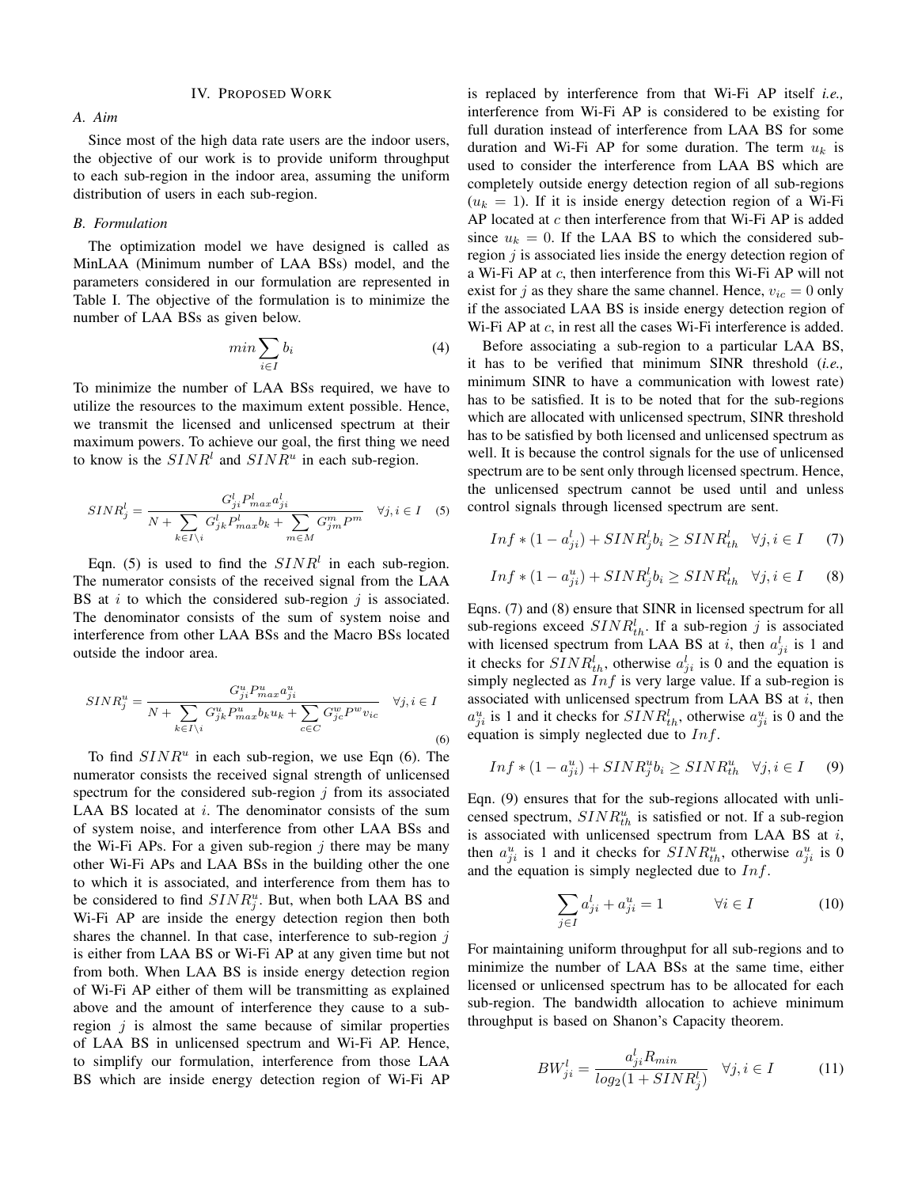## IV. Proposed Work

### A. Aim

Since most of the high data rate users are the indoor users, the objective of our work is to provide uniform throughput to each sub-region in the indoor area, assuming the uniform distribution of users in each sub-region.

### B. Formulation

The optimization model we have designed is called as MinLAA (Minimum number of LAA BSs) model, and the parameters considered in our formulation are represented in Table I. The objective of the formulation is to minimize the number of LAA BSs as given below.

$$min \sum_{i \in I} b_i \tag{4}$$

To minimize the number of LAA BSs required, we have to utilize the resources to the maximum extent possible. Hence, we transmit the licensed and unlicensed spectrum at their maximum powers. To achieve our goal, the first thing we need to know is the $SINR^l$ and $SINR^u$ in each sub-region.

$$SINR^l_j = \frac{G^l_{ji} P^l_{max} a^l_{ji}}{N + \sum\limits_{k \in I \setminus i} G^l_{jk} P^l_{max} b_k + \sum\limits_{m \in M} G^m_{jm} P^m} \quad \forall j, i \in I \tag{5}$$

Eqn. (5) is used to find the $SINR^l$ in each sub-region. The numerator consists of the received signal from the LAA BS at $i$ to which the considered sub-region $j$ is associated. The denominator consists of the sum of system noise and interference from other LAA BSs and the Macro BSs located outside the indoor area.

$$SINR^u_j = \frac{G^u_{ji} P^u_{max} a^u_{ji}}{N + \sum\limits_{k \in I \setminus i} G^u_{jk} P^u_{max} b_k u_k + \sum\limits_{c \in C} G^w_{jc} P^w v_{ic}} \quad \forall j, i \in I \tag{6}$$

To find $SINR^u$ in each sub-region, we use Eqn (6). The numerator consists the received signal strength of unlicensed spectrum for the considered sub-region $j$ from its associated LAA BS located at $i$. The denominator consists of the sum of system noise, and interference from other LAA BSs and the Wi-Fi APs. For a given sub-region $j$ there may be many other Wi-Fi APs and LAA BSs in the building other the one to which it is associated, and interference from them has to be considered to find $SINR^u_j$. But, when both LAA BS and Wi-Fi AP are inside the energy detection region then both shares the channel. In that case, interference to sub-region $j$ is either from LAA BS or Wi-Fi AP at any given time but not from both. When LAA BS is inside energy detection region of Wi-Fi AP either of them will be transmitting as explained above and the amount of interference they cause to a sub-region $j$ is almost the same because of similar properties of LAA BS in unlicensed spectrum and Wi-Fi AP. Hence, to simplify our formulation, interference from those LAA BS which are inside energy detection region of Wi-Fi AP is replaced by interference from that Wi-Fi AP itself *i.e.,* interference from Wi-Fi AP is considered to be existing for full duration instead of interference from LAA BS for some duration and Wi-Fi AP for some duration. The term $u_k$ is used to consider the interference from LAA BS which are completely outside energy detection region of all sub-regions ($u_k = 1$). If it is inside energy detection region of a Wi-Fi AP located at $c$ then interference from that Wi-Fi AP is added since $u_k = 0$. If the LAA BS to which the considered sub-region $j$ is associated lies inside the energy detection region of a Wi-Fi AP at $c$, then interference from this Wi-Fi AP will not exist for $j$ as they share the same channel. Hence, $v_{ic} = 0$ only if the associated LAA BS is inside energy detection region of Wi-Fi AP at $c$, in rest all the cases Wi-Fi interference is added.

Before associating a sub-region to a particular LAA BS, it has to be verified that minimum SINR threshold (*i.e.,* minimum SINR to have a communication with lowest rate) has to be satisfied. It is to be noted that for the sub-regions which are allocated with unlicensed spectrum, SINR threshold has to be satisfied by both licensed and unlicensed spectrum as well. It is because the control signals for the use of unlicensed spectrum are to be sent only through licensed spectrum. Hence, the unlicensed spectrum cannot be used until and unless control signals through licensed spectrum are sent.

$$Inf * (1 - a^l_{ji}) + SINR^l_j b_i \geq SINR^l_{th} \quad \forall j, i \in I \tag{7}$$

$$Inf * (1 - a^u_{ji}) + SINR^l_j b_i \geq SINR^l_{th} \quad \forall j, i \in I \tag{8}$$

Eqns. (7) and (8) ensure that SINR in licensed spectrum for all sub-regions exceed $SINR^l_{th}$. If a sub-region $j$ is associated with licensed spectrum from LAA BS at $i$, then $a^l_{ji}$ is 1 and it checks for $SINR^l_{th}$, otherwise $a^l_{ji}$ is 0 and the equation is simply neglected as $Inf$ is very large value. If a sub-region is associated with unlicensed spectrum from LAA BS at $i$, then $a^u_{ji}$ is 1 and it checks for $SINR^l_{th}$, otherwise $a^u_{ji}$ is 0 and the equation is simply neglected due to $Inf$.

$$Inf * (1 - a^u_{ji}) + SINR^u_j b_i \geq SINR^u_{th} \quad \forall j, i \in I \tag{9}$$

Eqn. (9) ensures that for the sub-regions allocated with unlicensed spectrum, $SINR^u_{th}$ is satisfied or not. If a sub-region is associated with unlicensed spectrum from LAA BS at $i$, then $a^u_{ji}$ is 1 and it checks for $SINR^u_{th}$, otherwise $a^u_{ji}$ is 0 and the equation is simply neglected due to $Inf$.

$$\sum_{j \in I} a^l_{ji} + a^u_{ji} = 1 \qquad \forall i \in I \tag{10}$$

For maintaining uniform throughput for all sub-regions and to minimize the number of LAA BSs at the same time, either licensed or unlicensed spectrum has to be allocated for each sub-region. The bandwidth allocation to achieve minimum throughput is based on Shanon's Capacity theorem.

$$BW^l_{ji} = \frac{a^l_{ji} R_{min}}{log_2(1 + SINR^l_j)} \quad \forall j, i \in I \tag{11}$$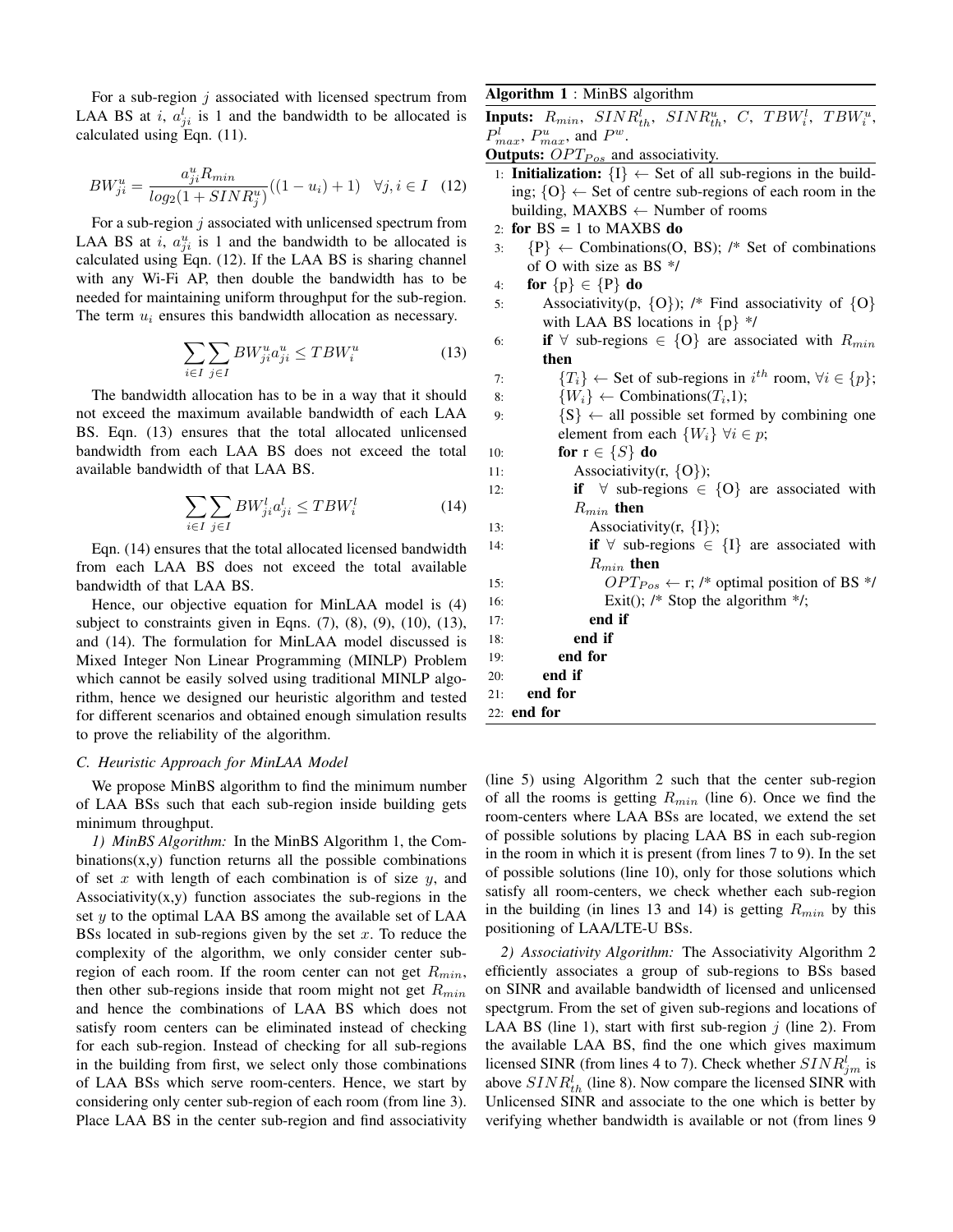For a sub-region $j$ associated with licensed spectrum from LAA BS at $i$, $a^l_{ji}$ is 1 and the bandwidth to be allocated is calculated using Eqn. (11).

$$BW^u_{ji} = \frac{a^u_{ji} R_{min}}{log_2(1 + SINR^u_j)}((1 - u_i) + 1) \quad \forall j, i \in I \quad (12)$$

For a sub-region $j$ associated with unlicensed spectrum from LAA BS at $i$, $a^u_{ji}$ is 1 and the bandwidth to be allocated is calculated using Eqn. (12). If the LAA BS is sharing channel with any Wi-Fi AP, then double the bandwidth has to be needed for maintaining uniform throughput for the sub-region. The term $u_i$ ensures this bandwidth allocation as necessary.

$$\sum_{i \in I} \sum_{j \in I} BW^u_{ji} a^u_{ji} \leq TBW^u_i \quad (13)$$

The bandwidth allocation has to be in a way that it should not exceed the maximum available bandwidth of each LAA BS. Eqn. (13) ensures that the total allocated unlicensed bandwidth from each LAA BS does not exceed the total available bandwidth of that LAA BS.

$$\sum_{i \in I} \sum_{j \in I} BW^l_{ji} a^l_{ji} \leq TBW^l_i \quad (14)$$

Eqn. (14) ensures that the total allocated licensed bandwidth from each LAA BS does not exceed the total available bandwidth of that LAA BS.

Hence, our objective equation for MinLAA model is (4) subject to constraints given in Eqns. (7), (8), (9), (10), (13), and (14). The formulation for MinLAA model discussed is Mixed Integer Non Linear Programming (MINLP) Problem which cannot be easily solved using traditional MINLP algorithm, hence we designed our heuristic algorithm and tested for different scenarios and obtained enough simulation results to prove the reliability of the algorithm.

### C. Heuristic Approach for MinLAA Model

We propose MinBS algorithm to find the minimum number of LAA BSs such that each sub-region inside building gets minimum throughput.

*1) MinBS Algorithm:* In the MinBS Algorithm 1, the Combinations(x,y) function returns all the possible combinations of set $x$ with length of each combination is of size $y$, and Associativity(x,y) function associates the sub-regions in the set $y$ to the optimal LAA BS among the available set of LAA BSs located in sub-regions given by the set $x$. To reduce the complexity of the algorithm, we only consider center sub-region of each room. If the room center can not get $R_{min}$, then other sub-regions inside that room might not get $R_{min}$ and hence the combinations of LAA BS which does not satisfy room centers can be eliminated instead of checking for each sub-region. Instead of checking for all sub-regions in the building from first, we select only those combinations of LAA BSs which serve room-centers. Hence, we start by considering only center sub-region of each room (from line 3). Place LAA BS in the center sub-region and find associativity (line 5) using Algorithm 2 such that the center sub-region of all the rooms is getting $R_{min}$ (line 6). Once we find the room-centers where LAA BSs are located, we extend the set of possible solutions by placing LAA BS in each sub-region in the room in which it is present (from lines 7 to 9). In the set of possible solutions (line 10), only for those solutions which satisfy all room-centers, we check whether each sub-region in the building (in lines 13 and 14) is getting $R_{min}$ by this positioning of LAA/LTE-U BSs.

**Algorithm 1** : MinBS algorithm

**Inputs:** $R_{min}$, $SINR^l_{th}$, $SINR^u_{th}$, $C$, $TBW^l_i$, $TBW^u_i$, $P^l_{max}$, $P^u_{max}$, and $P^w$.

**Outputs:** $OPT_{Pos}$ and associativity.

```
1:  Initialization: {I} ← Set of all sub-regions in the building; {O} ← Set of centre sub-regions of each room in the building, MAXBS ← Number of rooms
2:  for BS = 1 to MAXBS do
3:    {P} ← Combinations(O, BS); /* Set of combinations of O with size as BS */
4:    for {p} ∈ {P} do
5:      Associativity(p, {O}); /* Find associativity of {O} with LAA BS locations in {p} */
6:      if ∀ sub-regions ∈ {O} are associated with R_min then
7:        {T_i} ← Set of sub-regions in i^th room, ∀i ∈ {p};
8:        {W_i} ← Combinations(T_i,1);
9:        {S} ← all possible set formed by combining one element from each {W_i} ∀i ∈ p;
10:       for r ∈ {S} do
11:         Associativity(r, {O});
12:         if ∀ sub-regions ∈ {O} are associated with R_min then
13:           Associativity(r, {I});
14:           if ∀ sub-regions ∈ {I} are associated with R_min then
15:             OPT_Pos ← r; /* optimal position of BS */
16:             Exit(); /* Stop the algorithm */;
17:           end if
18:         end if
19:       end for
20:     end if
21:   end for
22: end for
```

*2) Associativity Algorithm:* The Associativity Algorithm 2 efficiently associates a group of sub-regions to BSs based on SINR and available bandwidth of licensed and unlicensed spectgrum. From the set of given sub-regions and locations of LAA BS (line 1), start with first sub-region $j$ (line 2). From the available LAA BS, find the one which gives maximum licensed SINR (from lines 4 to 7). Check whether $SINR^l_{jm}$ is above $SINR^l_{th}$ (line 8). Now compare the licensed SINR with Unlicensed SINR and associate to the one which is better by verifying whether bandwidth is available or not (from lines 9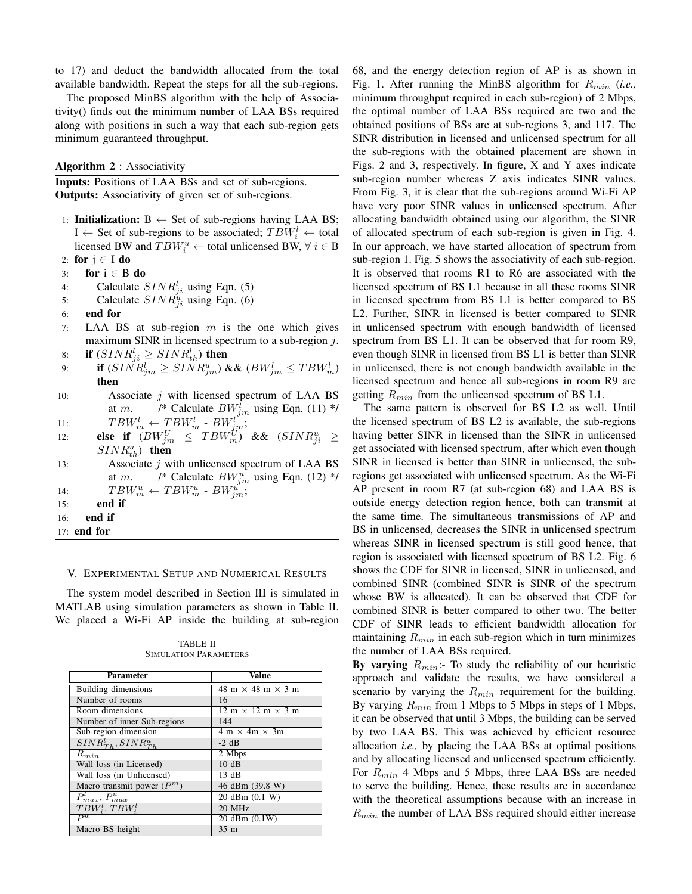to 17) and deduct the bandwidth allocated from the total available bandwidth. Repeat the steps for all the sub-regions.

The proposed MinBS algorithm with the help of Associativity() finds out the minimum number of LAA BSs required along with positions in such a way that each sub-region gets minimum guaranteed throughput.

**Algorithm 2** : Associativity

**Inputs:** Positions of LAA BSs and set of sub-regions.
**Outputs:** Associativity of given set of sub-regions.

```
1:  Initialization: B ← Set of sub-regions having LAA BS;
    I ← Set of sub-regions to be associated; TBW_i^l ← total
    licensed BW and TBW_i^u ← total unlicensed BW, ∀ i ∈ B
2:  for j ∈ I do
3:    for i ∈ B do
4:      Calculate SINR_ji^l using Eqn. (5)
5:      Calculate SINR_ji^u using Eqn. (6)
6:    end for
7:    LAA BS at sub-region m is the one which gives
      maximum SINR in licensed spectrum to a sub-region j.
8:    if (SINR_ji^l ≥ SINR_th^l) then
9:      if (SINR_jm^l ≥ SINR_jm^u) && (BW_jm^l ≤ TBW_m^l)
        then
10:       Associate j with licensed spectrum of LAA BS
          at m.    /* Calculate BW_jm^l using Eqn. (11) */
11:       TBW_m^l ← TBW_m^l - BW_jm^l;
12:     else if (BW_jm^U ≤ TBW_m^U) && (SINR_ji^u ≥
        SINR_th^u) then
13:       Associate j with unlicensed spectrum of LAA BS
          at m.    /* Calculate BW_jm^u using Eqn. (12) */
14:       TBW_m^u ← TBW_m^u - BW_jm^u;
15:     end if
16:   end if
17: end for
```

## V. Experimental Setup and Numerical Results

The system model described in Section III is simulated in MATLAB using simulation parameters as shown in Table II. We placed a Wi-Fi AP inside the building at sub-region 68, and the energy detection region of AP is as shown in Fig. 1. After running the MinBS algorithm for $R_{min}$ (*i.e.,* minimum throughput required in each sub-region) of 2 Mbps, the optimal number of LAA BSs required are two and the obtained positions of BSs are at sub-regions 3, and 117. The SINR distribution in licensed and unlicensed spectrum for all the sub-regions with the obtained placement are shown in Figs. 2 and 3, respectively. In figure, X and Y axes indicate sub-region number whereas Z axis indicates SINR values. From Fig. 3, it is clear that the sub-regions around Wi-Fi AP have very poor SINR values in unlicensed spectrum. After allocating bandwidth obtained using our algorithm, the SINR of allocated spectrum of each sub-region is given in Fig. 4. In our approach, we have started allocation of spectrum from sub-region 1. Fig. 5 shows the associativity of each sub-region. It is observed that rooms R1 to R6 are associated with the licensed spectrum of BS L1 because in all these rooms SINR in licensed spectrum from BS L1 is better compared to BS L2. Further, SINR in licensed is better compared to SINR in unlicensed spectrum with enough bandwidth of licensed spectrum from BS L1. It can be observed that for room R9, even though SINR in licensed from BS L1 is better than SINR in unlicensed, there is not enough bandwidth available in the licensed spectrum and hence all sub-regions in room R9 are getting $R_{min}$ from the unlicensed spectrum of BS L1.

The same pattern is observed for BS L2 as well. Until the licensed spectrum of BS L2 is available, the sub-regions having better SINR in licensed than the SINR in unlicensed get associated with licensed spectrum, after which even though SINR in licensed is better than SINR in unlicensed, the sub-regions get associated with unlicensed spectrum. As the Wi-Fi AP present in room R7 (at sub-region 68) and LAA BS is outside energy detection region hence, both can transmit at the same time. The simultaneous transmissions of AP and BS in unlicensed, decreases the SINR in unlicensed spectrum whereas SINR in licensed spectrum is still good hence, that region is associated with licensed spectrum of BS L2. Fig. 6 shows the CDF for SINR in licensed, SINR in unlicensed, and combined SINR (combined SINR is SINR of the spectrum whose BW is allocated). It can be observed that CDF for combined SINR is better compared to other two. The better CDF of SINR leads to efficient bandwidth allocation for maintaining $R_{min}$ in each sub-region which in turn minimizes the number of LAA BSs required.

**By varying** $R_{min}$:- To study the reliability of our heuristic approach and validate the results, we have considered a scenario by varying the $R_{min}$ requirement for the building. By varying $R_{min}$ from 1 Mbps to 5 Mbps in steps of 1 Mbps, it can be observed that until 3 Mbps, the building can be served by two LAA BS. This was achieved by efficient resource allocation *i.e.,* by placing the LAA BSs at optimal positions and by allocating licensed and unlicensed spectrum efficiently. For $R_{min}$ 4 Mbps and 5 Mbps, three LAA BSs are needed to serve the building. Hence, these results are in accordance with the theoretical assumptions because with an increase in $R_{min}$ the number of LAA BSs required should either increase

TABLE II
Simulation Parameters

| Parameter | Value |
|---|---|
| Building dimensions | 48 m × 48 m × 3 m |
| Number of rooms | 16 |
| Room dimensions | 12 m × 12 m × 3 m |
| Number of inner Sub-regions | 144 |
| Sub-region dimension | 4 m × 4m × 3m |
| $SINR^l_{Th}, SINR^u_{Th}$ | -2 dB |
| $R_{min}$ | 2 Mbps |
| Wall loss (in Licensed) | 10 dB |
| Wall loss (in Unlicensed) | 13 dB |
| Macro transmit power ($P^m$) | 46 dBm (39.8 W) |
| $P^l_{max}$, $P^u_{max}$ | 20 dBm (0.1 W) |
| $TBW^l_i$, $TBW^l_i$ | 20 MHz |
| $P^w$ | 20 dBm (0.1W) |
| Macro BS height | 35 m |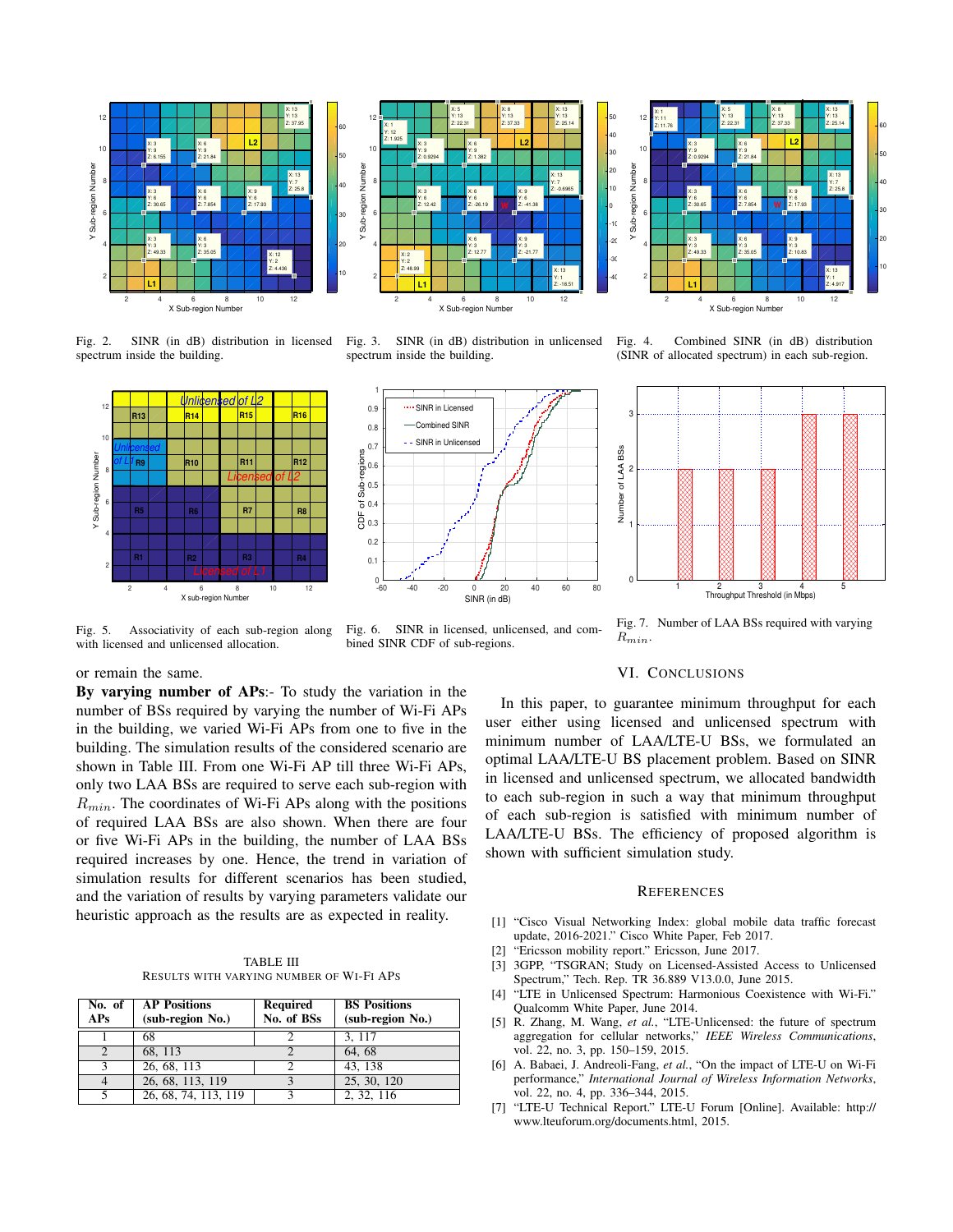Fig. 2. SINR (in dB) distribution in licensed spectrum inside the building.

Fig. 3. SINR (in dB) distribution in unlicensed spectrum inside the building.

Fig. 4. Combined SINR (in dB) distribution (SINR of allocated spectrum) in each sub-region.

Fig. 5. Associativity of each sub-region along with licensed and unlicensed allocation.

Fig. 6. SINR in licensed, unlicensed, and combined SINR CDF of sub-regions.

Fig. 7. Number of LAA BSs required with varying $R_{min}$.

or remain the same.

**By varying number of APs**:- To study the variation in the number of BSs required by varying the number of Wi-Fi APs in the building, we varied Wi-Fi APs from one to five in the building. The simulation results of the considered scenario are shown in Table III. From one Wi-Fi AP till three Wi-Fi APs, only two LAA BSs are required to serve each sub-region with $R_{min}$. The coordinates of Wi-Fi APs along with the positions of required LAA BSs are also shown. When there are four or five Wi-Fi APs in the building, the number of LAA BSs required increases by one. Hence, the trend in variation of simulation results for different scenarios has been studied, and the variation of results by varying parameters validate our heuristic approach as the results are as expected in reality.

TABLE III
RESULTS WITH VARYING NUMBER OF WI-FI APS

| No. of APs | AP Positions (sub-region No.) | Required No. of BSs | BS Positions (sub-region No.) |
|---|---|---|---|
| 1 | 68 | 2 | 3, 117 |
| 2 | 68, 113 | 2 | 64, 68 |
| 3 | 26, 68, 113 | 2 | 43, 138 |
| 4 | 26, 68, 113, 119 | 3 | 25, 30, 120 |
| 5 | 26, 68, 74, 113, 119 | 3 | 2, 32, 116 |

## VI. CONCLUSIONS

In this paper, to guarantee minimum throughput for each user either using licensed and unlicensed spectrum with minimum number of LAA/LTE-U BSs, we formulated an optimal LAA/LTE-U BS placement problem. Based on SINR in licensed and unlicensed spectrum, we allocated bandwidth to each sub-region in such a way that minimum throughput of each sub-region is satisfied with minimum number of LAA/LTE-U BSs. The efficiency of proposed algorithm is shown with sufficient simulation study.

## REFERENCES

[1] "Cisco Visual Networking Index: global mobile data traffic forecast update, 2016-2021." Cisco White Paper, Feb 2017.

[2] "Ericsson mobility report." Ericsson, June 2017.

[3] 3GPP, "TSGRAN; Study on Licensed-Assisted Access to Unlicensed Spectrum," Tech. Rep. TR 36.889 V13.0.0, June 2015.

[4] "LTE in Unlicensed Spectrum: Harmonious Coexistence with Wi-Fi." Qualcomm White Paper, June 2014.

[5] R. Zhang, M. Wang, *et al.*, "LTE-Unlicensed: the future of spectrum aggregation for cellular networks," *IEEE Wireless Communications*, vol. 22, no. 3, pp. 150–159, 2015.

[6] A. Babaei, J. Andreoli-Fang, *et al.*, "On the impact of LTE-U on Wi-Fi performance," *International Journal of Wireless Information Networks*, vol. 22, no. 4, pp. 336–344, 2015.

[7] "LTE-U Technical Report." LTE-U Forum [Online]. Available: http://www.lteuforum.org/documents.html, 2015.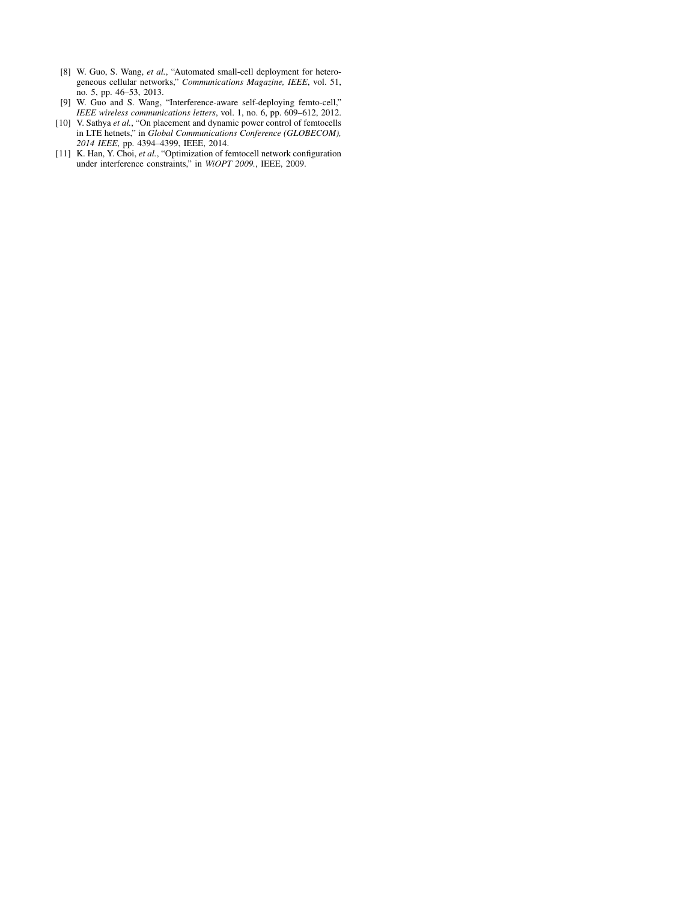[8] W. Guo, S. Wang, *et al.*, "Automated small-cell deployment for heterogeneous cellular networks," *Communications Magazine, IEEE*, vol. 51, no. 5, pp. 46–53, 2013.

[9] W. Guo and S. Wang, "Interference-aware self-deploying femto-cell," *IEEE wireless communications letters*, vol. 1, no. 6, pp. 609–612, 2012.

[10] V. Sathya *et al.*, "On placement and dynamic power control of femtocells in LTE hetnets," in *Global Communications Conference (GLOBECOM), 2014 IEEE*, pp. 4394–4399, IEEE, 2014.

[11] K. Han, Y. Choi, *et al.*, "Optimization of femtocell network configuration under interference constraints," in *WiOPT 2009.*, IEEE, 2009.